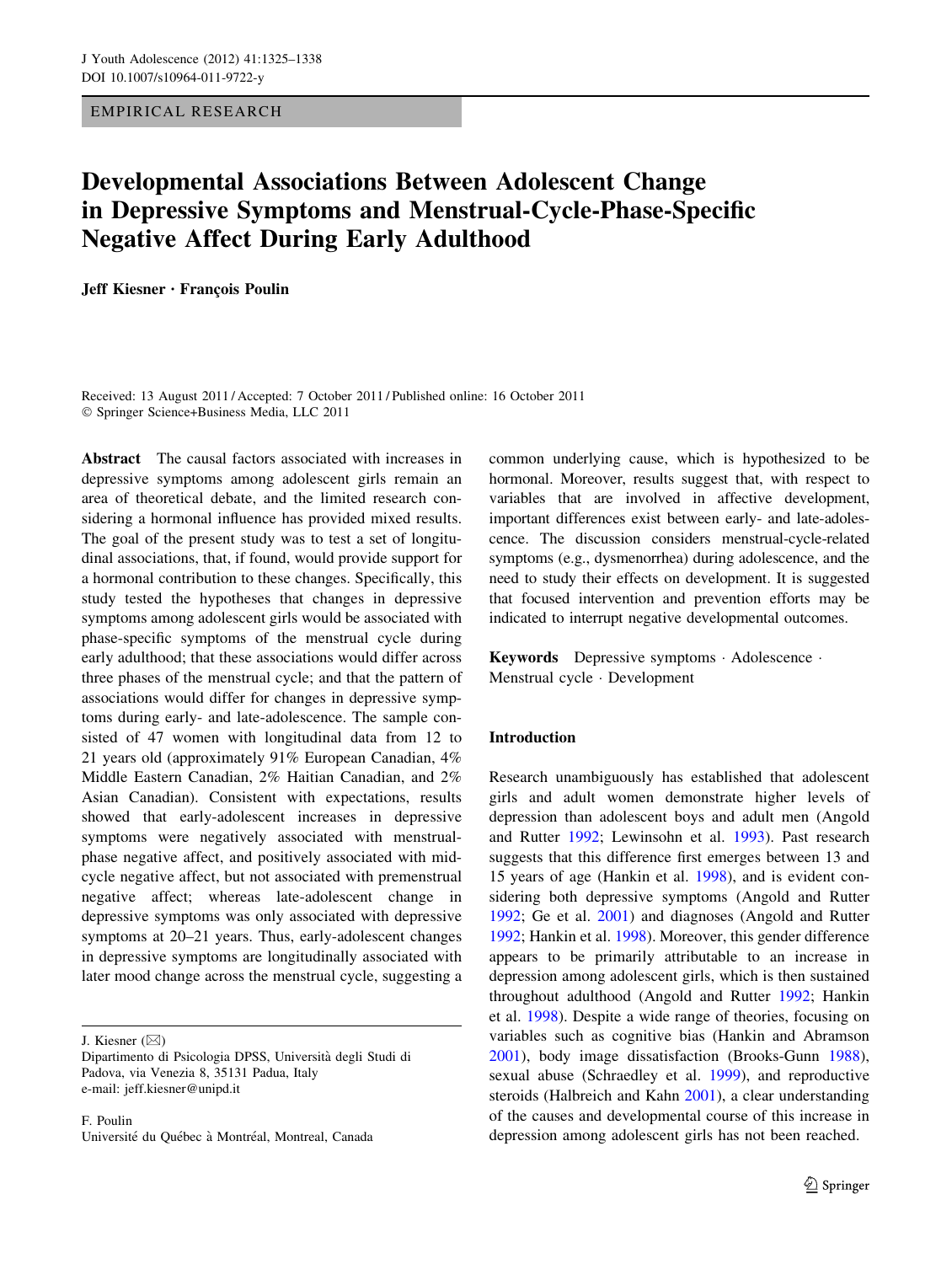EMPIRICAL RESEARCH

# Developmental Associations Between Adolescent Change in Depressive Symptoms and Menstrual-Cycle-Phase-Specific Negative Affect During Early Adulthood

**Jeff Kiesner · François Poulin**

Received: 13 August 2011 / Accepted: 7 October 2011 / Published online: 16 October 2011
© Springer Science+Business Media, LLC 2011

**Abstract** The causal factors associated with increases in depressive symptoms among adolescent girls remain an area of theoretical debate, and the limited research considering a hormonal influence has provided mixed results. The goal of the present study was to test a set of longitudinal associations, that, if found, would provide support for a hormonal contribution to these changes. Specifically, this study tested the hypotheses that changes in depressive symptoms among adolescent girls would be associated with phase-specific symptoms of the menstrual cycle during early adulthood; that these associations would differ across three phases of the menstrual cycle; and that the pattern of associations would differ for changes in depressive symptoms during early- and late-adolescence. The sample consisted of 47 women with longitudinal data from 12 to 21 years old (approximately 91% European Canadian, 4% Middle Eastern Canadian, 2% Haitian Canadian, and 2% Asian Canadian). Consistent with expectations, results showed that early-adolescent increases in depressive symptoms were negatively associated with menstrual-phase negative affect, and positively associated with mid-cycle negative affect, but not associated with premenstrual negative affect; whereas late-adolescent change in depressive symptoms was only associated with depressive symptoms at 20–21 years. Thus, early-adolescent changes in depressive symptoms are longitudinally associated with later mood change across the menstrual cycle, suggesting a common underlying cause, which is hypothesized to be hormonal. Moreover, results suggest that, with respect to variables that are involved in affective development, important differences exist between early- and late-adolescence. The discussion considers menstrual-cycle-related symptoms (e.g., dysmenorrhea) during adolescence, and the need to study their effects on development. It is suggested that focused intervention and prevention efforts may be indicated to interrupt negative developmental outcomes.

**Keywords** Depressive symptoms · Adolescence · Menstrual cycle · Development

J. Kiesner (✉)
Dipartimento di Psicologia DPSS, Università degli Studi di Padova, via Venezia 8, 35131 Padua, Italy
e-mail: jeff.kiesner@unipd.it

F. Poulin
Université du Québec à Montréal, Montreal, Canada

## Introduction

Research unambiguously has established that adolescent girls and adult women demonstrate higher levels of depression than adolescent boys and adult men (Angold and Rutter 1992; Lewinsohn et al. 1993). Past research suggests that this difference first emerges between 13 and 15 years of age (Hankin et al. 1998), and is evident considering both depressive symptoms (Angold and Rutter 1992; Ge et al. 2001) and diagnoses (Angold and Rutter 1992; Hankin et al. 1998). Moreover, this gender difference appears to be primarily attributable to an increase in depression among adolescent girls, which is then sustained throughout adulthood (Angold and Rutter 1992; Hankin et al. 1998). Despite a wide range of theories, focusing on variables such as cognitive bias (Hankin and Abramson 2001), body image dissatisfaction (Brooks-Gunn 1988), sexual abuse (Schraedley et al. 1999), and reproductive steroids (Halbreich and Kahn 2001), a clear understanding of the causes and developmental course of this increase in depression among adolescent girls has not been reached.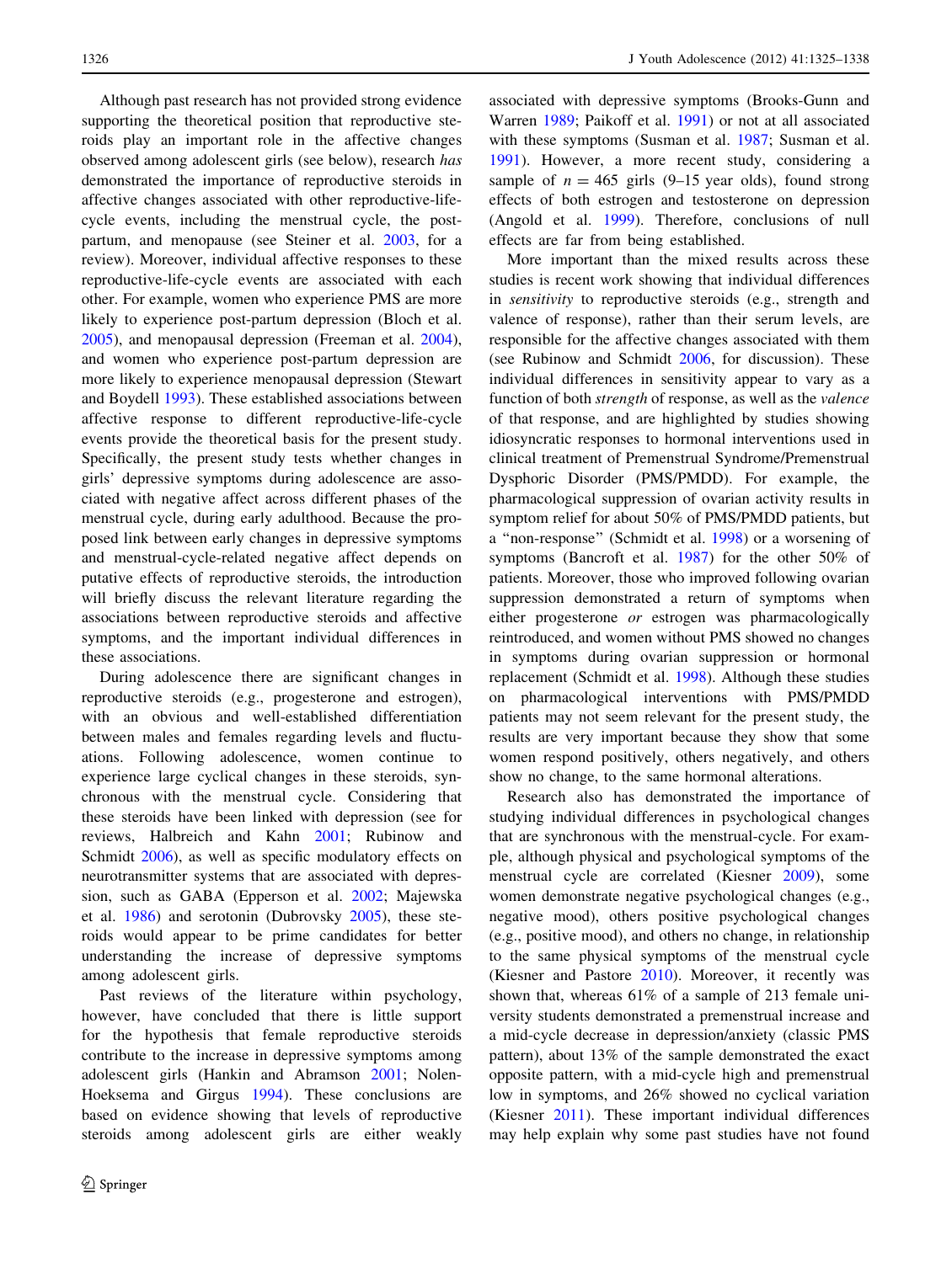Although past research has not provided strong evidence supporting the theoretical position that reproductive steroids play an important role in the affective changes observed among adolescent girls (see below), research *has* demonstrated the importance of reproductive steroids in affective changes associated with other reproductive-life-cycle events, including the menstrual cycle, the post-partum, and menopause (see Steiner et al. 2003, for a review). Moreover, individual affective responses to these reproductive-life-cycle events are associated with each other. For example, women who experience PMS are more likely to experience post-partum depression (Bloch et al. 2005), and menopausal depression (Freeman et al. 2004), and women who experience post-partum depression are more likely to experience menopausal depression (Stewart and Boydell 1993). These established associations between affective response to different reproductive-life-cycle events provide the theoretical basis for the present study. Specifically, the present study tests whether changes in girls' depressive symptoms during adolescence are associated with negative affect across different phases of the menstrual cycle, during early adulthood. Because the proposed link between early changes in depressive symptoms and menstrual-cycle-related negative affect depends on putative effects of reproductive steroids, the introduction will briefly discuss the relevant literature regarding the associations between reproductive steroids and affective symptoms, and the important individual differences in these associations.

During adolescence there are significant changes in reproductive steroids (e.g., progesterone and estrogen), with an obvious and well-established differentiation between males and females regarding levels and fluctuations. Following adolescence, women continue to experience large cyclical changes in these steroids, synchronous with the menstrual cycle. Considering that these steroids have been linked with depression (see for reviews, Halbreich and Kahn 2001; Rubinow and Schmidt 2006), as well as specific modulatory effects on neurotransmitter systems that are associated with depression, such as GABA (Epperson et al. 2002; Majewska et al. 1986) and serotonin (Dubrovsky 2005), these steroids would appear to be prime candidates for better understanding the increase of depressive symptoms among adolescent girls.

Past reviews of the literature within psychology, however, have concluded that there is little support for the hypothesis that female reproductive steroids contribute to the increase in depressive symptoms among adolescent girls (Hankin and Abramson 2001; Nolen-Hoeksema and Girgus 1994). These conclusions are based on evidence showing that levels of reproductive steroids among adolescent girls are either weakly associated with depressive symptoms (Brooks-Gunn and Warren 1989; Paikoff et al. 1991) or not at all associated with these symptoms (Susman et al. 1987; Susman et al. 1991). However, a more recent study, considering a sample of $n = 465$ girls (9–15 year olds), found strong effects of both estrogen and testosterone on depression (Angold et al. 1999). Therefore, conclusions of null effects are far from being established.

More important than the mixed results across these studies is recent work showing that individual differences in *sensitivity* to reproductive steroids (e.g., strength and valence of response), rather than their serum levels, are responsible for the affective changes associated with them (see Rubinow and Schmidt 2006, for discussion). These individual differences in sensitivity appear to vary as a function of both *strength* of response, as well as the *valence* of that response, and are highlighted by studies showing idiosyncratic responses to hormonal interventions used in clinical treatment of Premenstrual Syndrome/Premenstrual Dysphoric Disorder (PMS/PMDD). For example, the pharmacological suppression of ovarian activity results in symptom relief for about 50% of PMS/PMDD patients, but a "non-response" (Schmidt et al. 1998) or a worsening of symptoms (Bancroft et al. 1987) for the other 50% of patients. Moreover, those who improved following ovarian suppression demonstrated a return of symptoms when either progesterone *or* estrogen was pharmacologically reintroduced, and women without PMS showed no changes in symptoms during ovarian suppression or hormonal replacement (Schmidt et al. 1998). Although these studies on pharmacological interventions with PMS/PMDD patients may not seem relevant for the present study, the results are very important because they show that some women respond positively, others negatively, and others show no change, to the same hormonal alterations.

Research also has demonstrated the importance of studying individual differences in psychological changes that are synchronous with the menstrual-cycle. For example, although physical and psychological symptoms of the menstrual cycle are correlated (Kiesner 2009), some women demonstrate negative psychological changes (e.g., negative mood), others positive psychological changes (e.g., positive mood), and others no change, in relationship to the same physical symptoms of the menstrual cycle (Kiesner and Pastore 2010). Moreover, it recently was shown that, whereas 61% of a sample of 213 female university students demonstrated a premenstrual increase and a mid-cycle decrease in depression/anxiety (classic PMS pattern), about 13% of the sample demonstrated the exact opposite pattern, with a mid-cycle high and premenstrual low in symptoms, and 26% showed no cyclical variation (Kiesner 2011). These important individual differences may help explain why some past studies have not found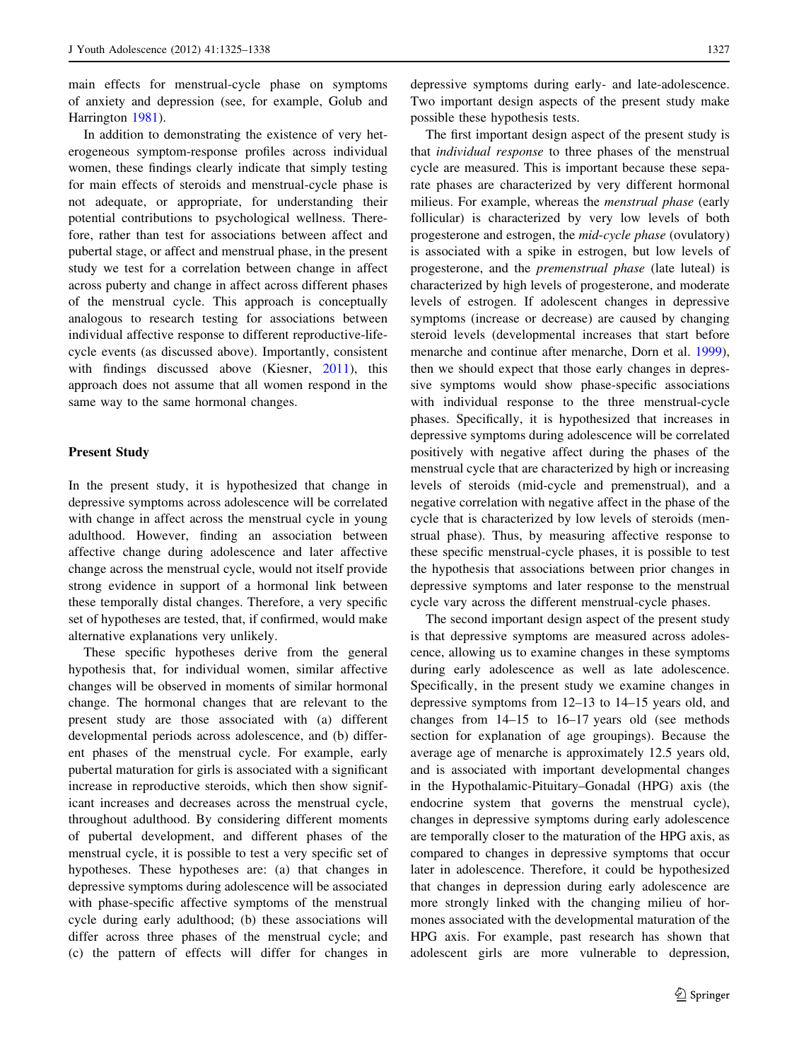main effects for menstrual-cycle phase on symptoms of anxiety and depression (see, for example, Golub and Harrington 1981).

In addition to demonstrating the existence of very heterogeneous symptom-response profiles across individual women, these findings clearly indicate that simply testing for main effects of steroids and menstrual-cycle phase is not adequate, or appropriate, for understanding their potential contributions to psychological wellness. Therefore, rather than test for associations between affect and pubertal stage, or affect and menstrual phase, in the present study we test for a correlation between change in affect across puberty and change in affect across different phases of the menstrual cycle. This approach is conceptually analogous to research testing for associations between individual affective response to different reproductive-life-cycle events (as discussed above). Importantly, consistent with findings discussed above (Kiesner, 2011), this approach does not assume that all women respond in the same way to the same hormonal changes.

## Present Study

In the present study, it is hypothesized that change in depressive symptoms across adolescence will be correlated with change in affect across the menstrual cycle in young adulthood. However, finding an association between affective change during adolescence and later affective change across the menstrual cycle, would not itself provide strong evidence in support of a hormonal link between these temporally distal changes. Therefore, a very specific set of hypotheses are tested, that, if confirmed, would make alternative explanations very unlikely.

These specific hypotheses derive from the general hypothesis that, for individual women, similar affective changes will be observed in moments of similar hormonal change. The hormonal changes that are relevant to the present study are those associated with (a) different developmental periods across adolescence, and (b) different phases of the menstrual cycle. For example, early pubertal maturation for girls is associated with a significant increase in reproductive steroids, which then show significant increases and decreases across the menstrual cycle, throughout adulthood. By considering different moments of pubertal development, and different phases of the menstrual cycle, it is possible to test a very specific set of hypotheses. These hypotheses are: (a) that changes in depressive symptoms during adolescence will be associated with phase-specific affective symptoms of the menstrual cycle during early adulthood; (b) these associations will differ across three phases of the menstrual cycle; and (c) the pattern of effects will differ for changes in depressive symptoms during early- and late-adolescence. Two important design aspects of the present study make possible these hypothesis tests.

The first important design aspect of the present study is that *individual response* to three phases of the menstrual cycle are measured. This is important because these separate phases are characterized by very different hormonal milieus. For example, whereas the *menstrual phase* (early follicular) is characterized by very low levels of both progesterone and estrogen, the *mid-cycle phase* (ovulatory) is associated with a spike in estrogen, but low levels of progesterone, and the *premenstrual phase* (late luteal) is characterized by high levels of progesterone, and moderate levels of estrogen. If adolescent changes in depressive symptoms (increase or decrease) are caused by changing steroid levels (developmental increases that start before menarche and continue after menarche, Dorn et al. 1999), then we should expect that those early changes in depressive symptoms would show phase-specific associations with individual response to the three menstrual-cycle phases. Specifically, it is hypothesized that increases in depressive symptoms during adolescence will be correlated positively with negative affect during the phases of the menstrual cycle that are characterized by high or increasing levels of steroids (mid-cycle and premenstrual), and a negative correlation with negative affect in the phase of the cycle that is characterized by low levels of steroids (menstrual phase). Thus, by measuring affective response to these specific menstrual-cycle phases, it is possible to test the hypothesis that associations between prior changes in depressive symptoms and later response to the menstrual cycle vary across the different menstrual-cycle phases.

The second important design aspect of the present study is that depressive symptoms are measured across adolescence, allowing us to examine changes in these symptoms during early adolescence as well as late adolescence. Specifically, in the present study we examine changes in depressive symptoms from 12–13 to 14–15 years old, and changes from 14–15 to 16–17 years old (see methods section for explanation of age groupings). Because the average age of menarche is approximately 12.5 years old, and is associated with important developmental changes in the Hypothalamic-Pituitary–Gonadal (HPG) axis (the endocrine system that governs the menstrual cycle), changes in depressive symptoms during early adolescence are temporally closer to the maturation of the HPG axis, as compared to changes in depressive symptoms that occur later in adolescence. Therefore, it could be hypothesized that changes in depression during early adolescence are more strongly linked with the changing milieu of hormones associated with the developmental maturation of the HPG axis. For example, past research has shown that adolescent girls are more vulnerable to depression,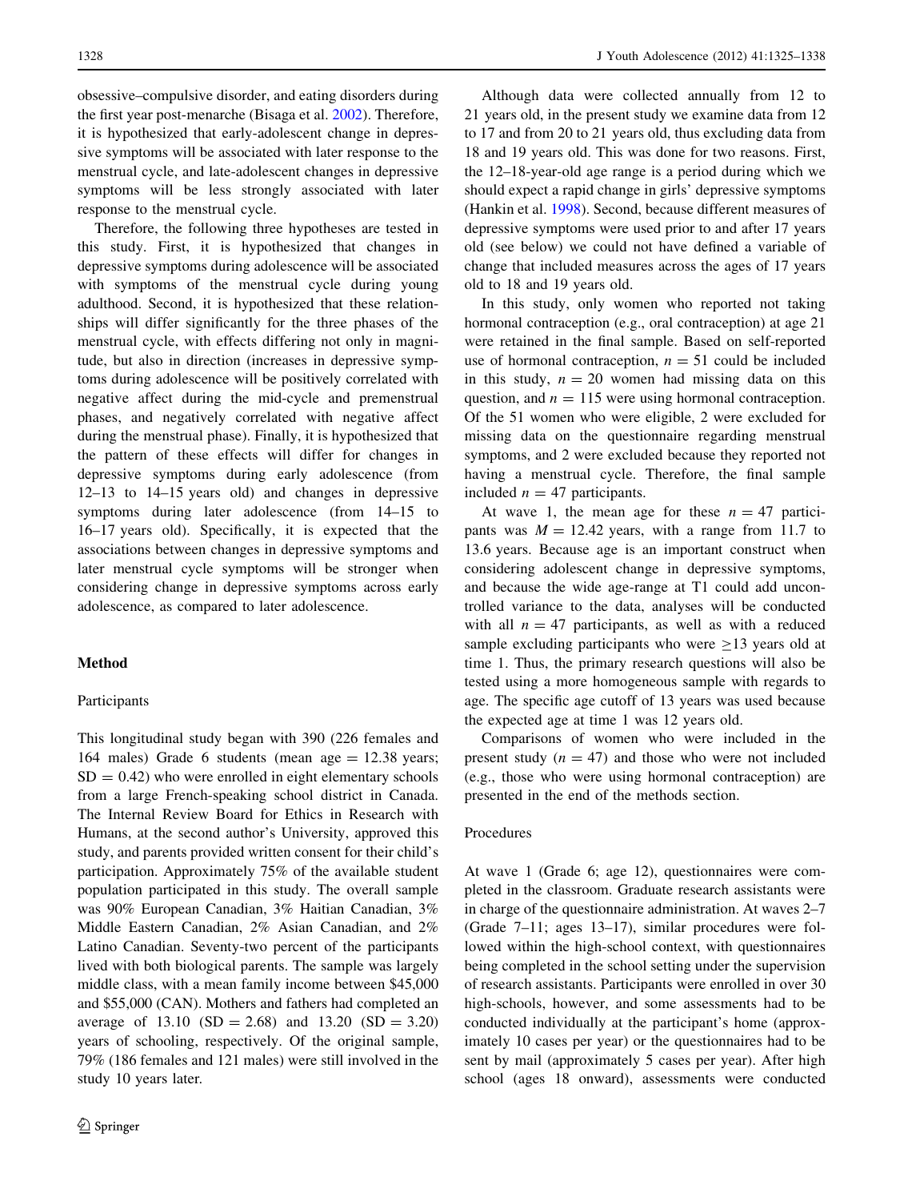obsessive–compulsive disorder, and eating disorders during the first year post-menarche (Bisaga et al. 2002). Therefore, it is hypothesized that early-adolescent change in depressive symptoms will be associated with later response to the menstrual cycle, and late-adolescent changes in depressive symptoms will be less strongly associated with later response to the menstrual cycle.

Therefore, the following three hypotheses are tested in this study. First, it is hypothesized that changes in depressive symptoms during adolescence will be associated with symptoms of the menstrual cycle during young adulthood. Second, it is hypothesized that these relationships will differ significantly for the three phases of the menstrual cycle, with effects differing not only in magnitude, but also in direction (increases in depressive symptoms during adolescence will be positively correlated with negative affect during the mid-cycle and premenstrual phases, and negatively correlated with negative affect during the menstrual phase). Finally, it is hypothesized that the pattern of these effects will differ for changes in depressive symptoms during early adolescence (from 12–13 to 14–15 years old) and changes in depressive symptoms during later adolescence (from 14–15 to 16–17 years old). Specifically, it is expected that the associations between changes in depressive symptoms and later menstrual cycle symptoms will be stronger when considering change in depressive symptoms across early adolescence, as compared to later adolescence.

## Method

### Participants

This longitudinal study began with 390 (226 females and 164 males) Grade 6 students (mean age = 12.38 years; SD = 0.42) who were enrolled in eight elementary schools from a large French-speaking school district in Canada. The Internal Review Board for Ethics in Research with Humans, at the second author's University, approved this study, and parents provided written consent for their child's participation. Approximately 75% of the available student population participated in this study. The overall sample was 90% European Canadian, 3% Haitian Canadian, 3% Middle Eastern Canadian, 2% Asian Canadian, and 2% Latino Canadian. Seventy-two percent of the participants lived with both biological parents. The sample was largely middle class, with a mean family income between $45,000 and $55,000 (CAN). Mothers and fathers had completed an average of 13.10 (SD = 2.68) and 13.20 (SD = 3.20) years of schooling, respectively. Of the original sample, 79% (186 females and 121 males) were still involved in the study 10 years later.

Although data were collected annually from 12 to 21 years old, in the present study we examine data from 12 to 17 and from 20 to 21 years old, thus excluding data from 18 and 19 years old. This was done for two reasons. First, the 12–18-year-old age range is a period during which we should expect a rapid change in girls' depressive symptoms (Hankin et al. 1998). Second, because different measures of depressive symptoms were used prior to and after 17 years old (see below) we could not have defined a variable of change that included measures across the ages of 17 years old to 18 and 19 years old.

In this study, only women who reported not taking hormonal contraception (e.g., oral contraception) at age 21 were retained in the final sample. Based on self-reported use of hormonal contraception, $n = 51$ could be included in this study, $n = 20$ women had missing data on this question, and $n = 115$ were using hormonal contraception. Of the 51 women who were eligible, 2 were excluded for missing data on the questionnaire regarding menstrual symptoms, and 2 were excluded because they reported not having a menstrual cycle. Therefore, the final sample included $n = 47$ participants.

At wave 1, the mean age for these $n = 47$ participants was $M = 12.42$ years, with a range from 11.7 to 13.6 years. Because age is an important construct when considering adolescent change in depressive symptoms, and because the wide age-range at T1 could add uncontrolled variance to the data, analyses will be conducted with all $n = 47$ participants, as well as with a reduced sample excluding participants who were $\geq 13$ years old at time 1. Thus, the primary research questions will also be tested using a more homogeneous sample with regards to age. The specific age cutoff of 13 years was used because the expected age at time 1 was 12 years old.

Comparisons of women who were included in the present study ($n = 47$) and those who were not included (e.g., those who were using hormonal contraception) are presented in the end of the methods section.

### Procedures

At wave 1 (Grade 6; age 12), questionnaires were completed in the classroom. Graduate research assistants were in charge of the questionnaire administration. At waves 2–7 (Grade 7–11; ages 13–17), similar procedures were followed within the high-school context, with questionnaires being completed in the school setting under the supervision of research assistants. Participants were enrolled in over 30 high-schools, however, and some assessments had to be conducted individually at the participant's home (approximately 10 cases per year) or the questionnaires had to be sent by mail (approximately 5 cases per year). After high school (ages 18 onward), assessments were conducted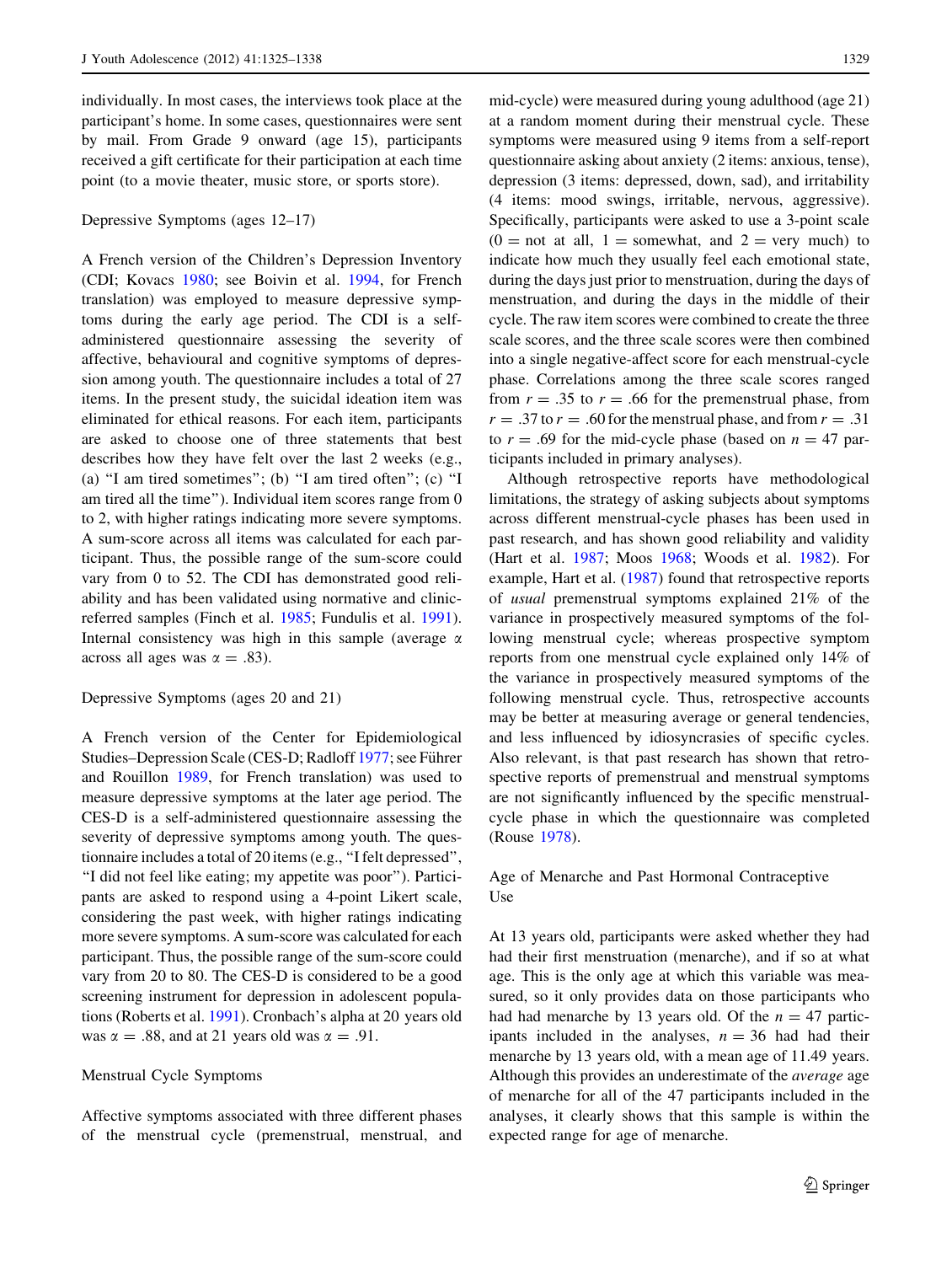individually. In most cases, the interviews took place at the participant's home. In some cases, questionnaires were sent by mail. From Grade 9 onward (age 15), participants received a gift certificate for their participation at each time point (to a movie theater, music store, or sports store).

### Depressive Symptoms (ages 12–17)

A French version of the Children's Depression Inventory (CDI; Kovacs 1980; see Boivin et al. 1994, for French translation) was employed to measure depressive symptoms during the early age period. The CDI is a self-administered questionnaire assessing the severity of affective, behavioural and cognitive symptoms of depression among youth. The questionnaire includes a total of 27 items. In the present study, the suicidal ideation item was eliminated for ethical reasons. For each item, participants are asked to choose one of three statements that best describes how they have felt over the last 2 weeks (e.g., (a) "I am tired sometimes"; (b) "I am tired often"; (c) "I am tired all the time"). Individual item scores range from 0 to 2, with higher ratings indicating more severe symptoms. A sum-score across all items was calculated for each participant. Thus, the possible range of the sum-score could vary from 0 to 52. The CDI has demonstrated good reliability and has been validated using normative and clinic-referred samples (Finch et al. 1985; Fundulis et al. 1991). Internal consistency was high in this sample (average $\alpha$ across all ages was $\alpha = .83$).

### Depressive Symptoms (ages 20 and 21)

A French version of the Center for Epidemiological Studies–Depression Scale (CES-D; Radloff 1977; see Führer and Rouillon 1989, for French translation) was used to measure depressive symptoms at the later age period. The CES-D is a self-administered questionnaire assessing the severity of depressive symptoms among youth. The questionnaire includes a total of 20 items (e.g., "I felt depressed", "I did not feel like eating; my appetite was poor"). Participants are asked to respond using a 4-point Likert scale, considering the past week, with higher ratings indicating more severe symptoms. A sum-score was calculated for each participant. Thus, the possible range of the sum-score could vary from 20 to 80. The CES-D is considered to be a good screening instrument for depression in adolescent populations (Roberts et al. 1991). Cronbach's alpha at 20 years old was $\alpha = .88$, and at 21 years old was $\alpha = .91$.

### Menstrual Cycle Symptoms

Affective symptoms associated with three different phases of the menstrual cycle (premenstrual, menstrual, and mid-cycle) were measured during young adulthood (age 21) at a random moment during their menstrual cycle. These symptoms were measured using 9 items from a self-report questionnaire asking about anxiety (2 items: anxious, tense), depression (3 items: depressed, down, sad), and irritability (4 items: mood swings, irritable, nervous, aggressive). Specifically, participants were asked to use a 3-point scale ($0 =$ not at all, $1 =$ somewhat, and $2 =$ very much) to indicate how much they usually feel each emotional state, during the days just prior to menstruation, during the days of menstruation, and during the days in the middle of their cycle. The raw item scores were combined to create the three scale scores, and the three scale scores were then combined into a single negative-affect score for each menstrual-cycle phase. Correlations among the three scale scores ranged from $r = .35$ to $r = .66$ for the premenstrual phase, from $r = .37$ to $r = .60$ for the menstrual phase, and from $r = .31$ to $r = .69$ for the mid-cycle phase (based on $n = 47$ participants included in primary analyses).

Although retrospective reports have methodological limitations, the strategy of asking subjects about symptoms across different menstrual-cycle phases has been used in past research, and has shown good reliability and validity (Hart et al. 1987; Moos 1968; Woods et al. 1982). For example, Hart et al. (1987) found that retrospective reports of *usual* premenstrual symptoms explained 21% of the variance in prospectively measured symptoms of the following menstrual cycle; whereas prospective symptom reports from one menstrual cycle explained only 14% of the variance in prospectively measured symptoms of the following menstrual cycle. Thus, retrospective accounts may be better at measuring average or general tendencies, and less influenced by idiosyncrasies of specific cycles. Also relevant, is that past research has shown that retrospective reports of premenstrual and menstrual symptoms are not significantly influenced by the specific menstrual-cycle phase in which the questionnaire was completed (Rouse 1978).

### Age of Menarche and Past Hormonal Contraceptive Use

At 13 years old, participants were asked whether they had had their first menstruation (menarche), and if so at what age. This is the only age at which this variable was measured, so it only provides data on those participants who had had menarche by 13 years old. Of the $n = 47$ participants included in the analyses, $n = 36$ had had their menarche by 13 years old, with a mean age of 11.49 years. Although this provides an underestimate of the *average* age of menarche for all of the 47 participants included in the analyses, it clearly shows that this sample is within the expected range for age of menarche.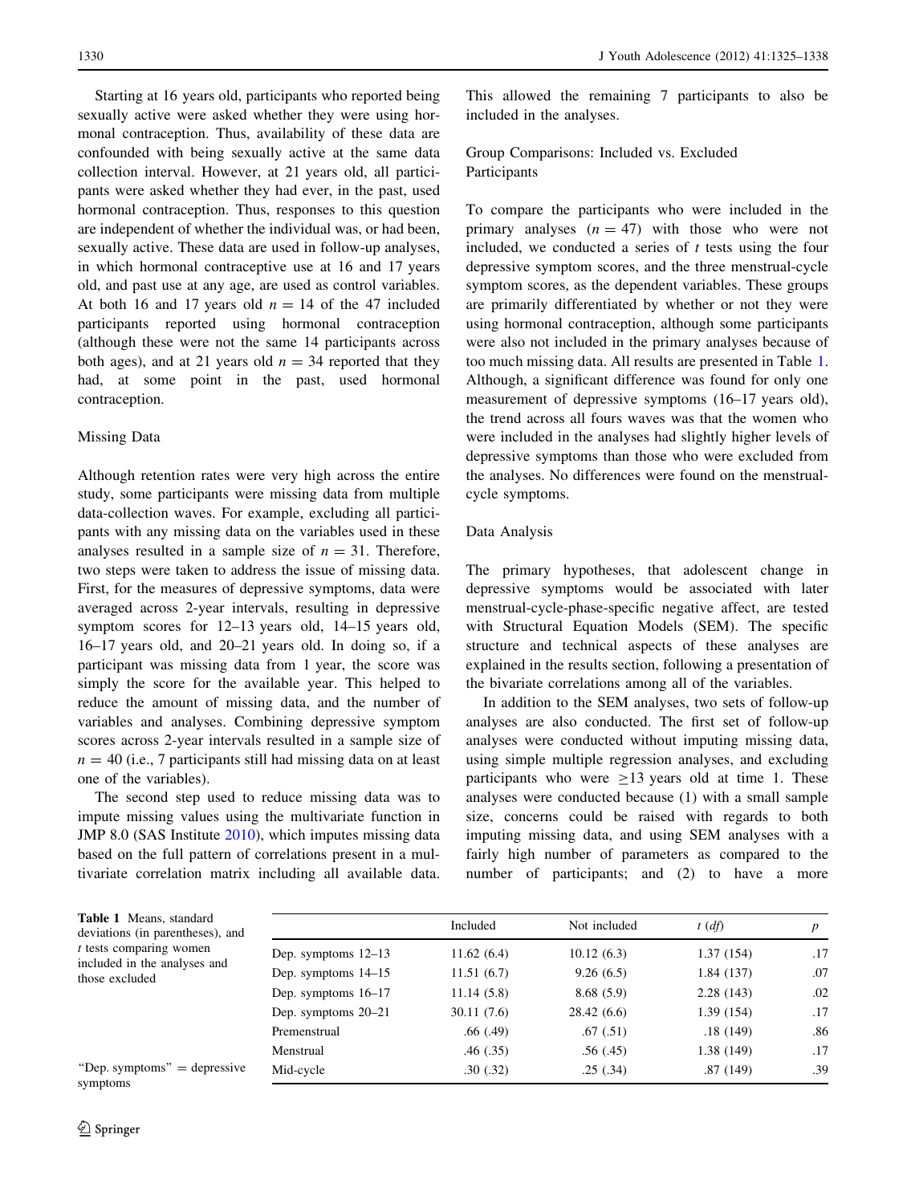Starting at 16 years old, participants who reported being sexually active were asked whether they were using hormonal contraception. Thus, availability of these data are confounded with being sexually active at the same data collection interval. However, at 21 years old, all participants were asked whether they had ever, in the past, used hormonal contraception. Thus, responses to this question are independent of whether the individual was, or had been, sexually active. These data are used in follow-up analyses, in which hormonal contraceptive use at 16 and 17 years old, and past use at any age, are used as control variables. At both 16 and 17 years old $n = 14$ of the 47 included participants reported using hormonal contraception (although these were not the same 14 participants across both ages), and at 21 years old $n = 34$ reported that they had, at some point in the past, used hormonal contraception.

### Missing Data

Although retention rates were very high across the entire study, some participants were missing data from multiple data-collection waves. For example, excluding all participants with any missing data on the variables used in these analyses resulted in a sample size of $n = 31$. Therefore, two steps were taken to address the issue of missing data. First, for the measures of depressive symptoms, data were averaged across 2-year intervals, resulting in depressive symptom scores for 12–13 years old, 14–15 years old, 16–17 years old, and 20–21 years old. In doing so, if a participant was missing data from 1 year, the score was simply the score for the available year. This helped to reduce the amount of missing data, and the number of variables and analyses. Combining depressive symptom scores across 2-year intervals resulted in a sample size of $n = 40$ (i.e., 7 participants still had missing data on at least one of the variables).

The second step used to reduce missing data was to impute missing values using the multivariate function in JMP 8.0 (SAS Institute 2010), which imputes missing data based on the full pattern of correlations present in a multivariate correlation matrix including all available data. This allowed the remaining 7 participants to also be included in the analyses.

### Group Comparisons: Included vs. Excluded Participants

To compare the participants who were included in the primary analyses ($n = 47$) with those who were not included, we conducted a series of $t$ tests using the four depressive symptom scores, and the three menstrual-cycle symptom scores, as the dependent variables. These groups are primarily differentiated by whether or not they were using hormonal contraception, although some participants were also not included in the primary analyses because of too much missing data. All results are presented in Table 1. Although, a significant difference was found for only one measurement of depressive symptoms (16–17 years old), the trend across all fours waves was that the women who were included in the analyses had slightly higher levels of depressive symptoms than those who were excluded from the analyses. No differences were found on the menstrual-cycle symptoms.

### Data Analysis

The primary hypotheses, that adolescent change in depressive symptoms would be associated with later menstrual-cycle-phase-specific negative affect, are tested with Structural Equation Models (SEM). The specific structure and technical aspects of these analyses are explained in the results section, following a presentation of the bivariate correlations among all of the variables.

In addition to the SEM analyses, two sets of follow-up analyses are also conducted. The first set of follow-up analyses were conducted without imputing missing data, using simple multiple regression analyses, and excluding participants who were $\geq$13 years old at time 1. These analyses were conducted because (1) with a small sample size, concerns could be raised with regards to both imputing missing data, and using SEM analyses with a fairly high number of parameters as compared to the number of participants; and (2) to have a more

**Table 1** Means, standard deviations (in parentheses), and $t$ tests comparing women included in the analyses and those excluded

| | Included | Not included | $t$ ($df$) | $p$ |
|---|---|---|---|---|
| Dep. symptoms 12–13 | 11.62 (6.4) | 10.12 (6.3) | 1.37 (154) | .17 |
| Dep. symptoms 14–15 | 11.51 (6.7) | 9.26 (6.5) | 1.84 (137) | .07 |
| Dep. symptoms 16–17 | 11.14 (5.8) | 8.68 (5.9) | 2.28 (143) | .02 |
| Dep. symptoms 20–21 | 30.11 (7.6) | 28.42 (6.6) | 1.39 (154) | .17 |
| Premenstrual | .66 (.49) | .67 (.51) | .18 (149) | .86 |
| Menstrual | .46 (.35) | .56 (.45) | 1.38 (149) | .17 |
| Mid-cycle | .30 (.32) | .25 (.34) | .87 (149) | .39 |

"Dep. symptoms" = depressive symptoms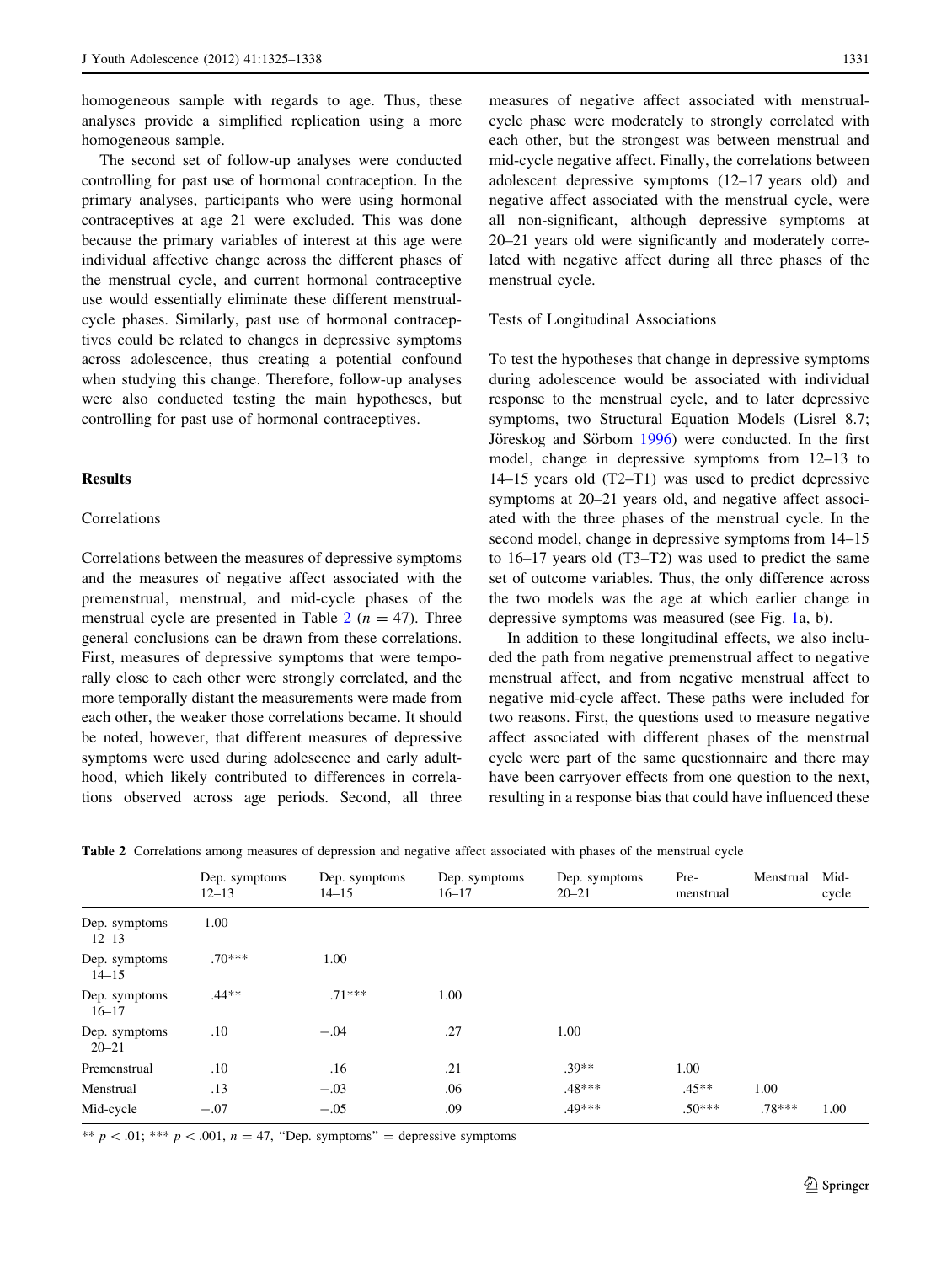homogeneous sample with regards to age. Thus, these analyses provide a simplified replication using a more homogeneous sample.

The second set of follow-up analyses were conducted controlling for past use of hormonal contraception. In the primary analyses, participants who were using hormonal contraceptives at age 21 were excluded. This was done because the primary variables of interest at this age were individual affective change across the different phases of the menstrual cycle, and current hormonal contraceptive use would essentially eliminate these different menstrual-cycle phases. Similarly, past use of hormonal contraceptives could be related to changes in depressive symptoms across adolescence, thus creating a potential confound when studying this change. Therefore, follow-up analyses were also conducted testing the main hypotheses, but controlling for past use of hormonal contraceptives.

## Results

### Correlations

Correlations between the measures of depressive symptoms and the measures of negative affect associated with the premenstrual, menstrual, and mid-cycle phases of the menstrual cycle are presented in Table 2 ($n = 47$). Three general conclusions can be drawn from these correlations. First, measures of depressive symptoms that were temporally close to each other were strongly correlated, and the more temporally distant the measurements were made from each other, the weaker those correlations became. It should be noted, however, that different measures of depressive symptoms were used during adolescence and early adulthood, which likely contributed to differences in correlations observed across age periods. Second, all three measures of negative affect associated with menstrual-cycle phase were moderately to strongly correlated with each other, but the strongest was between menstrual and mid-cycle negative affect. Finally, the correlations between adolescent depressive symptoms (12–17 years old) and negative affect associated with the menstrual cycle, were all non-significant, although depressive symptoms at 20–21 years old were significantly and moderately correlated with negative affect during all three phases of the menstrual cycle.

### Tests of Longitudinal Associations

To test the hypotheses that change in depressive symptoms during adolescence would be associated with individual response to the menstrual cycle, and to later depressive symptoms, two Structural Equation Models (Lisrel 8.7; Jöreskog and Sörbom 1996) were conducted. In the first model, change in depressive symptoms from 12–13 to 14–15 years old (T2–T1) was used to predict depressive symptoms at 20–21 years old, and negative affect associated with the three phases of the menstrual cycle. In the second model, change in depressive symptoms from 14–15 to 16–17 years old (T3–T2) was used to predict the same set of outcome variables. Thus, the only difference across the two models was the age at which earlier change in depressive symptoms was measured (see Fig. 1a, b).

In addition to these longitudinal effects, we also included the path from negative premenstrual affect to negative menstrual affect, and from negative menstrual affect to negative mid-cycle affect. These paths were included for two reasons. First, the questions used to measure negative affect associated with different phases of the menstrual cycle were part of the same questionnaire and there may have been carryover effects from one question to the next, resulting in a response bias that could have influenced these

**Table 2** Correlations among measures of depression and negative affect associated with phases of the menstrual cycle

| | Dep. symptoms 12–13 | Dep. symptoms 14–15 | Dep. symptoms 16–17 | Dep. symptoms 20–21 | Pre-menstrual | Menstrual | Mid-cycle |
|---|---|---|---|---|---|---|---|
| Dep. symptoms 12–13 | 1.00 | | | | | | |
| Dep. symptoms 14–15 | .70*** | 1.00 | | | | | |
| Dep. symptoms 16–17 | .44** | .71*** | 1.00 | | | | |
| Dep. symptoms 20–21 | .10 | −.04 | .27 | 1.00 | | | |
| Premenstrual | .10 | .16 | .21 | .39** | 1.00 | | |
| Menstrual | .13 | −.03 | .06 | .48*** | .45** | 1.00 | |
| Mid-cycle | −.07 | −.05 | .09 | .49*** | .50*** | .78*** | 1.00 |

** $p < .01$; *** $p < .001$, $n = 47$, "Dep. symptoms" = depressive symptoms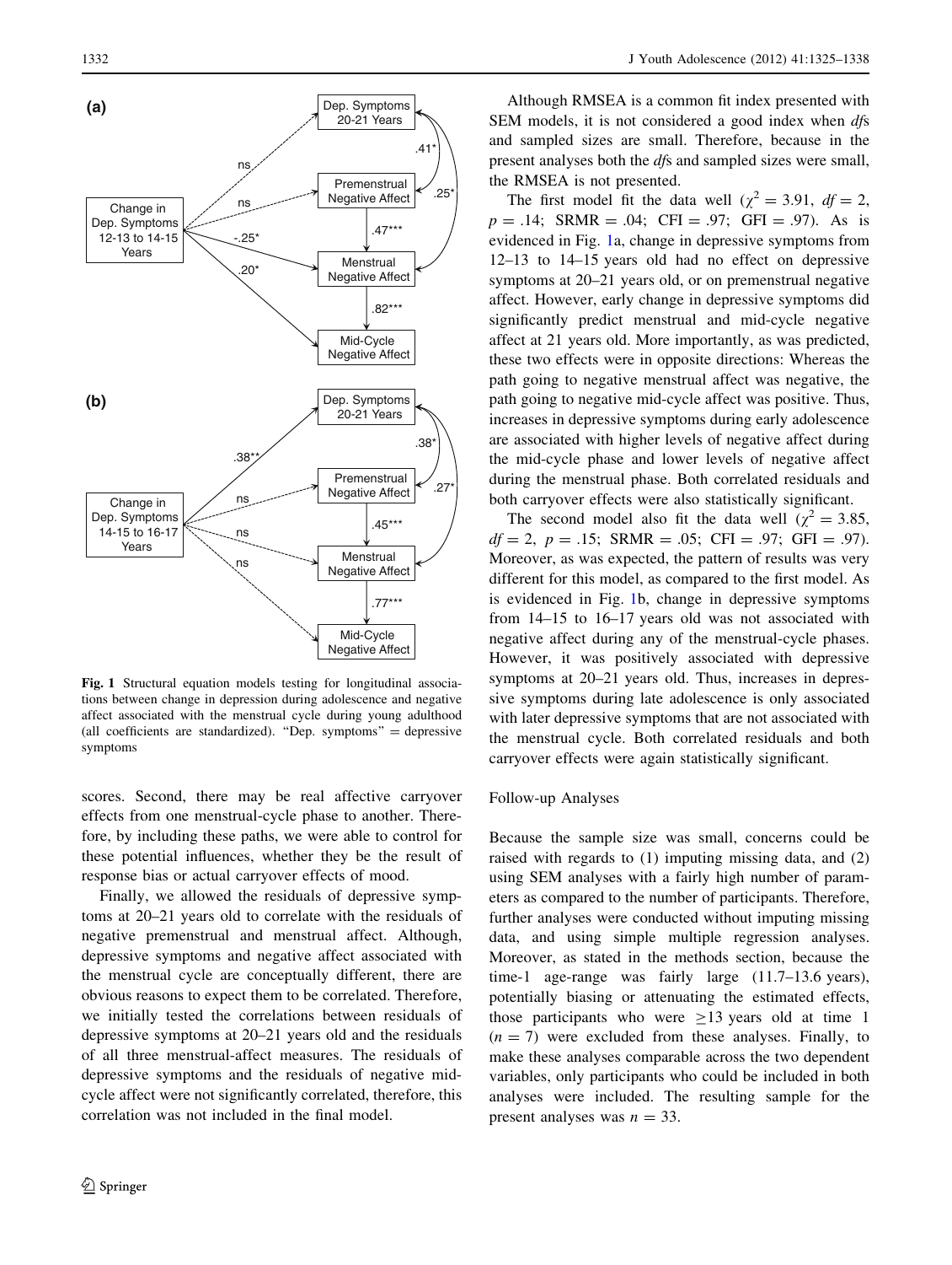Fig. 1 Structural equation models testing for longitudinal associations between change in depression during adolescence and negative affect associated with the menstrual cycle during young adulthood (all coefficients are standardized). "Dep. symptoms" = depressive symptoms

scores. Second, there may be real affective carryover effects from one menstrual-cycle phase to another. Therefore, by including these paths, we were able to control for these potential influences, whether they be the result of response bias or actual carryover effects of mood.

Finally, we allowed the residuals of depressive symptoms at 20–21 years old to correlate with the residuals of negative premenstrual and menstrual affect. Although, depressive symptoms and negative affect associated with the menstrual cycle are conceptually different, there are obvious reasons to expect them to be correlated. Therefore, we initially tested the correlations between residuals of depressive symptoms at 20–21 years old and the residuals of all three menstrual-affect measures. The residuals of depressive symptoms and the residuals of negative mid-cycle affect were not significantly correlated, therefore, this correlation was not included in the final model.

Although RMSEA is a common fit index presented with SEM models, it is not considered a good index when *df*s and sampled sizes are small. Therefore, because in the present analyses both the *df*s and sampled sizes were small, the RMSEA is not presented.

The first model fit the data well ($\chi^2 = 3.91$, $df = 2$, $p = .14$; SRMR = .04; CFI = .97; GFI = .97). As is evidenced in Fig. 1a, change in depressive symptoms from 12–13 to 14–15 years old had no effect on depressive symptoms at 20–21 years old, or on premenstrual negative affect. However, early change in depressive symptoms did significantly predict menstrual and mid-cycle negative affect at 21 years old. More importantly, as was predicted, these two effects were in opposite directions: Whereas the path going to negative menstrual affect was negative, the path going to negative mid-cycle affect was positive. Thus, increases in depressive symptoms during early adolescence are associated with higher levels of negative affect during the mid-cycle phase and lower levels of negative affect during the menstrual phase. Both correlated residuals and both carryover effects were also statistically significant.

The second model also fit the data well ($\chi^2 = 3.85$, $df = 2$, $p = .15$; SRMR = .05; CFI = .97; GFI = .97). Moreover, as was expected, the pattern of results was very different for this model, as compared to the first model. As is evidenced in Fig. 1b, change in depressive symptoms from 14–15 to 16–17 years old was not associated with negative affect during any of the menstrual-cycle phases. However, it was positively associated with depressive symptoms at 20–21 years old. Thus, increases in depressive symptoms during late adolescence is only associated with later depressive symptoms that are not associated with the menstrual cycle. Both correlated residuals and both carryover effects were again statistically significant.

### Follow-up Analyses

Because the sample size was small, concerns could be raised with regards to (1) imputing missing data, and (2) using SEM analyses with a fairly high number of parameters as compared to the number of participants. Therefore, further analyses were conducted without imputing missing data, and using simple multiple regression analyses. Moreover, as stated in the methods section, because the time-1 age-range was fairly large (11.7–13.6 years), potentially biasing or attenuating the estimated effects, those participants who were $\geq$13 years old at time 1 ($n = 7$) were excluded from these analyses. Finally, to make these analyses comparable across the two dependent variables, only participants who could be included in both analyses were included. The resulting sample for the present analyses was $n = 33$.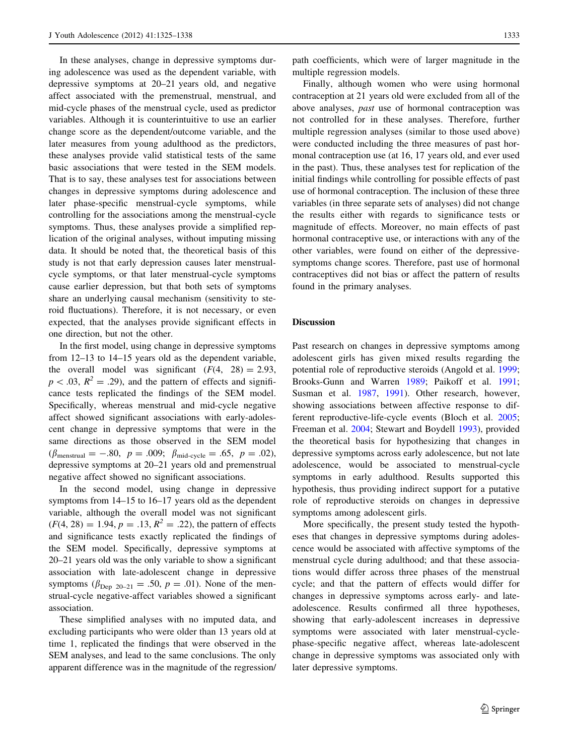In these analyses, change in depressive symptoms during adolescence was used as the dependent variable, with depressive symptoms at 20–21 years old, and negative affect associated with the premenstrual, menstrual, and mid-cycle phases of the menstrual cycle, used as predictor variables. Although it is counterintuitive to use an earlier change score as the dependent/outcome variable, and the later measures from young adulthood as the predictors, these analyses provide valid statistical tests of the same basic associations that were tested in the SEM models. That is to say, these analyses test for associations between changes in depressive symptoms during adolescence and later phase-specific menstrual-cycle symptoms, while controlling for the associations among the menstrual-cycle symptoms. Thus, these analyses provide a simplified replication of the original analyses, without imputing missing data. It should be noted that, the theoretical basis of this study is not that early depression causes later menstrual-cycle symptoms, or that later menstrual-cycle symptoms cause earlier depression, but that both sets of symptoms share an underlying causal mechanism (sensitivity to steroid fluctuations). Therefore, it is not necessary, or even expected, that the analyses provide significant effects in one direction, but not the other.

In the first model, using change in depressive symptoms from 12–13 to 14–15 years old as the dependent variable, the overall model was significant ($F(4, 28) = 2.93$, $p < .03$, $R^2 = .29$), and the pattern of effects and significance tests replicated the findings of the SEM model. Specifically, whereas menstrual and mid-cycle negative affect showed significant associations with early-adolescent change in depressive symptoms that were in the same directions as those observed in the SEM model ($\beta_{\text{menstrual}} = -.80$, $p = .009$; $\beta_{\text{mid-cycle}} = .65$, $p = .02$), depressive symptoms at 20–21 years old and premenstrual negative affect showed no significant associations.

In the second model, using change in depressive symptoms from 14–15 to 16–17 years old as the dependent variable, although the overall model was not significant ($F(4, 28) = 1.94$, $p = .13$, $R^2 = .22$), the pattern of effects and significance tests exactly replicated the findings of the SEM model. Specifically, depressive symptoms at 20–21 years old was the only variable to show a significant association with late-adolescent change in depressive symptoms ($\beta_{\text{Dep 20–21}} = .50$, $p = .01$). None of the menstrual-cycle negative-affect variables showed a significant association.

These simplified analyses with no imputed data, and excluding participants who were older than 13 years old at time 1, replicated the findings that were observed in the SEM analyses, and lead to the same conclusions. The only apparent difference was in the magnitude of the regression/path coefficients, which were of larger magnitude in the multiple regression models.

Finally, although women who were using hormonal contraception at 21 years old were excluded from all of the above analyses, *past* use of hormonal contraception was not controlled for in these analyses. Therefore, further multiple regression analyses (similar to those used above) were conducted including the three measures of past hormonal contraception use (at 16, 17 years old, and ever used in the past). Thus, these analyses test for replication of the initial findings while controlling for possible effects of past use of hormonal contraception. The inclusion of these three variables (in three separate sets of analyses) did not change the results either with regards to significance tests or magnitude of effects. Moreover, no main effects of past hormonal contraceptive use, or interactions with any of the other variables, were found on either of the depressive-symptoms change scores. Therefore, past use of hormonal contraceptives did not bias or affect the pattern of results found in the primary analyses.

## Discussion

Past research on changes in depressive symptoms among adolescent girls has given mixed results regarding the potential role of reproductive steroids (Angold et al. 1999; Brooks-Gunn and Warren 1989; Paikoff et al. 1991; Susman et al. 1987, 1991). Other research, however, showing associations between affective response to different reproductive-life-cycle events (Bloch et al. 2005; Freeman et al. 2004; Stewart and Boydell 1993), provided the theoretical basis for hypothesizing that changes in depressive symptoms across early adolescence, but not late adolescence, would be associated to menstrual-cycle symptoms in early adulthood. Results supported this hypothesis, thus providing indirect support for a putative role of reproductive steroids on changes in depressive symptoms among adolescent girls.

More specifically, the present study tested the hypotheses that changes in depressive symptoms during adolescence would be associated with affective symptoms of the menstrual cycle during adulthood; and that these associations would differ across three phases of the menstrual cycle; and that the pattern of effects would differ for changes in depressive symptoms across early- and late-adolescence. Results confirmed all three hypotheses, showing that early-adolescent increases in depressive symptoms were associated with later menstrual-cycle-phase-specific negative affect, whereas late-adolescent change in depressive symptoms was associated only with later depressive symptoms.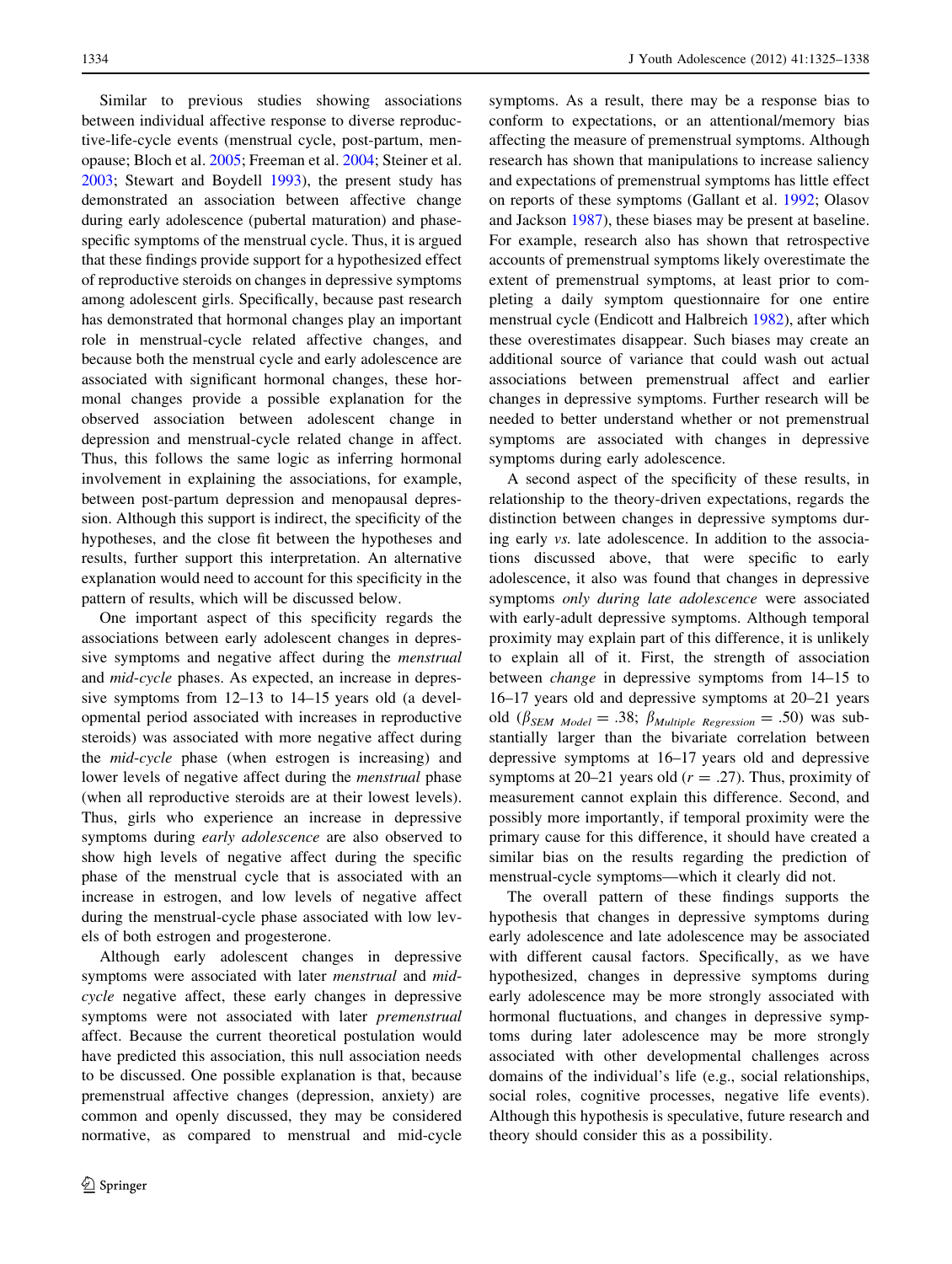Similar to previous studies showing associations between individual affective response to diverse reproductive-life-cycle events (menstrual cycle, post-partum, menopause; Bloch et al. 2005; Freeman et al. 2004; Steiner et al. 2003; Stewart and Boydell 1993), the present study has demonstrated an association between affective change during early adolescence (pubertal maturation) and phase-specific symptoms of the menstrual cycle. Thus, it is argued that these findings provide support for a hypothesized effect of reproductive steroids on changes in depressive symptoms among adolescent girls. Specifically, because past research has demonstrated that hormonal changes play an important role in menstrual-cycle related affective changes, and because both the menstrual cycle and early adolescence are associated with significant hormonal changes, these hormonal changes provide a possible explanation for the observed association between adolescent change in depression and menstrual-cycle related change in affect. Thus, this follows the same logic as inferring hormonal involvement in explaining the associations, for example, between post-partum depression and menopausal depression. Although this support is indirect, the specificity of the hypotheses, and the close fit between the hypotheses and results, further support this interpretation. An alternative explanation would need to account for this specificity in the pattern of results, which will be discussed below.

One important aspect of this specificity regards the associations between early adolescent changes in depressive symptoms and negative affect during the *menstrual* and *mid-cycle* phases. As expected, an increase in depressive symptoms from 12–13 to 14–15 years old (a developmental period associated with increases in reproductive steroids) was associated with more negative affect during the *mid-cycle* phase (when estrogen is increasing) and lower levels of negative affect during the *menstrual* phase (when all reproductive steroids are at their lowest levels). Thus, girls who experience an increase in depressive symptoms during *early adolescence* are also observed to show high levels of negative affect during the specific phase of the menstrual cycle that is associated with an increase in estrogen, and low levels of negative affect during the menstrual-cycle phase associated with low levels of both estrogen and progesterone.

Although early adolescent changes in depressive symptoms were associated with later *menstrual* and *mid-cycle* negative affect, these early changes in depressive symptoms were not associated with later *premenstrual* affect. Because the current theoretical postulation would have predicted this association, this null association needs to be discussed. One possible explanation is that, because premenstrual affective changes (depression, anxiety) are common and openly discussed, they may be considered normative, as compared to menstrual and mid-cycle symptoms. As a result, there may be a response bias to conform to expectations, or an attentional/memory bias affecting the measure of premenstrual symptoms. Although research has shown that manipulations to increase saliency and expectations of premenstrual symptoms has little effect on reports of these symptoms (Gallant et al. 1992; Olasov and Jackson 1987), these biases may be present at baseline. For example, research also has shown that retrospective accounts of premenstrual symptoms likely overestimate the extent of premenstrual symptoms, at least prior to completing a daily symptom questionnaire for one entire menstrual cycle (Endicott and Halbreich 1982), after which these overestimates disappear. Such biases may create an additional source of variance that could wash out actual associations between premenstrual affect and earlier changes in depressive symptoms. Further research will be needed to better understand whether or not premenstrual symptoms are associated with changes in depressive symptoms during early adolescence.

A second aspect of the specificity of these results, in relationship to the theory-driven expectations, regards the distinction between changes in depressive symptoms during early *vs.* late adolescence. In addition to the associations discussed above, that were specific to early adolescence, it also was found that changes in depressive symptoms *only during late adolescence* were associated with early-adult depressive symptoms. Although temporal proximity may explain part of this difference, it is unlikely to explain all of it. First, the strength of association between *change* in depressive symptoms from 14–15 to 16–17 years old and depressive symptoms at 20–21 years old ($\beta_{SEM\ Model} = .38$; $\beta_{Multiple\ Regression} = .50$) was substantially larger than the bivariate correlation between depressive symptoms at 16–17 years old and depressive symptoms at 20–21 years old ($r = .27$). Thus, proximity of measurement cannot explain this difference. Second, and possibly more importantly, if temporal proximity were the primary cause for this difference, it should have created a similar bias on the results regarding the prediction of menstrual-cycle symptoms—which it clearly did not.

The overall pattern of these findings supports the hypothesis that changes in depressive symptoms during early adolescence and late adolescence may be associated with different causal factors. Specifically, as we have hypothesized, changes in depressive symptoms during early adolescence may be more strongly associated with hormonal fluctuations, and changes in depressive symptoms during later adolescence may be more strongly associated with other developmental challenges across domains of the individual's life (e.g., social relationships, social roles, cognitive processes, negative life events). Although this hypothesis is speculative, future research and theory should consider this as a possibility.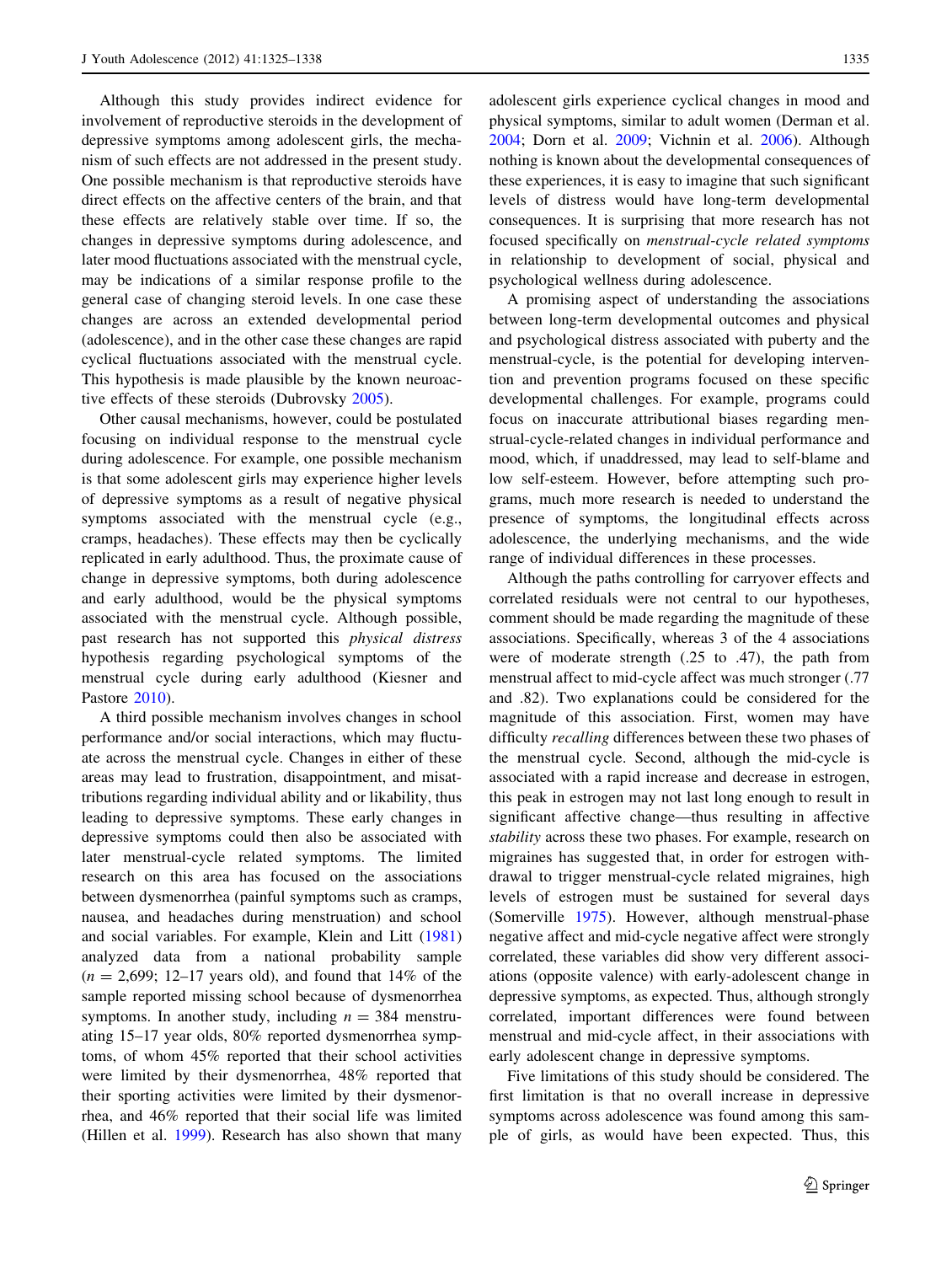Although this study provides indirect evidence for involvement of reproductive steroids in the development of depressive symptoms among adolescent girls, the mechanism of such effects are not addressed in the present study. One possible mechanism is that reproductive steroids have direct effects on the affective centers of the brain, and that these effects are relatively stable over time. If so, the changes in depressive symptoms during adolescence, and later mood fluctuations associated with the menstrual cycle, may be indications of a similar response profile to the general case of changing steroid levels. In one case these changes are across an extended developmental period (adolescence), and in the other case these changes are rapid cyclical fluctuations associated with the menstrual cycle. This hypothesis is made plausible by the known neuroactive effects of these steroids (Dubrovsky 2005).

Other causal mechanisms, however, could be postulated focusing on individual response to the menstrual cycle during adolescence. For example, one possible mechanism is that some adolescent girls may experience higher levels of depressive symptoms as a result of negative physical symptoms associated with the menstrual cycle (e.g., cramps, headaches). These effects may then be cyclically replicated in early adulthood. Thus, the proximate cause of change in depressive symptoms, both during adolescence and early adulthood, would be the physical symptoms associated with the menstrual cycle. Although possible, past research has not supported this *physical distress* hypothesis regarding psychological symptoms of the menstrual cycle during early adulthood (Kiesner and Pastore 2010).

A third possible mechanism involves changes in school performance and/or social interactions, which may fluctuate across the menstrual cycle. Changes in either of these areas may lead to frustration, disappointment, and misattributions regarding individual ability and or likability, thus leading to depressive symptoms. These early changes in depressive symptoms could then also be associated with later menstrual-cycle related symptoms. The limited research on this area has focused on the associations between dysmenorrhea (painful symptoms such as cramps, nausea, and headaches during menstruation) and school and social variables. For example, Klein and Litt (1981) analyzed data from a national probability sample ($n = 2{,}699$; 12–17 years old), and found that 14% of the sample reported missing school because of dysmenorrhea symptoms. In another study, including $n = 384$ menstruating 15–17 year olds, 80% reported dysmenorrhea symptoms, of whom 45% reported that their school activities were limited by their dysmenorrhea, 48% reported that their sporting activities were limited by their dysmenorrhea, and 46% reported that their social life was limited (Hillen et al. 1999). Research has also shown that many adolescent girls experience cyclical changes in mood and physical symptoms, similar to adult women (Derman et al. 2004; Dorn et al. 2009; Vichnin et al. 2006). Although nothing is known about the developmental consequences of these experiences, it is easy to imagine that such significant levels of distress would have long-term developmental consequences. It is surprising that more research has not focused specifically on *menstrual-cycle related symptoms* in relationship to development of social, physical and psychological wellness during adolescence.

A promising aspect of understanding the associations between long-term developmental outcomes and physical and psychological distress associated with puberty and the menstrual-cycle, is the potential for developing intervention and prevention programs focused on these specific developmental challenges. For example, programs could focus on inaccurate attributional biases regarding menstrual-cycle-related changes in individual performance and mood, which, if unaddressed, may lead to self-blame and low self-esteem. However, before attempting such programs, much more research is needed to understand the presence of symptoms, the longitudinal effects across adolescence, the underlying mechanisms, and the wide range of individual differences in these processes.

Although the paths controlling for carryover effects and correlated residuals were not central to our hypotheses, comment should be made regarding the magnitude of these associations. Specifically, whereas 3 of the 4 associations were of moderate strength (.25 to .47), the path from menstrual affect to mid-cycle affect was much stronger (.77 and .82). Two explanations could be considered for the magnitude of this association. First, women may have difficulty *recalling* differences between these two phases of the menstrual cycle. Second, although the mid-cycle is associated with a rapid increase and decrease in estrogen, this peak in estrogen may not last long enough to result in significant affective change—thus resulting in affective *stability* across these two phases. For example, research on migraines has suggested that, in order for estrogen withdrawal to trigger menstrual-cycle related migraines, high levels of estrogen must be sustained for several days (Somerville 1975). However, although menstrual-phase negative affect and mid-cycle negative affect were strongly correlated, these variables did show very different associations (opposite valence) with early-adolescent change in depressive symptoms, as expected. Thus, although strongly correlated, important differences were found between menstrual and mid-cycle affect, in their associations with early adolescent change in depressive symptoms.

Five limitations of this study should be considered. The first limitation is that no overall increase in depressive symptoms across adolescence was found among this sample of girls, as would have been expected. Thus, this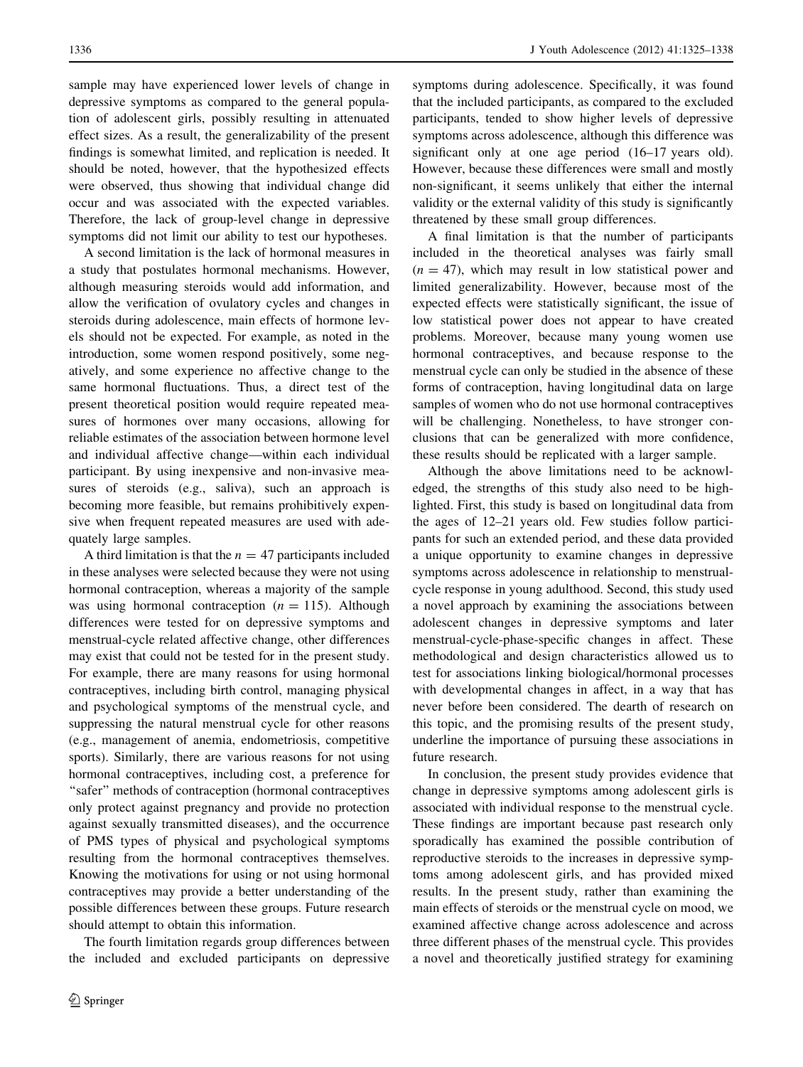sample may have experienced lower levels of change in depressive symptoms as compared to the general population of adolescent girls, possibly resulting in attenuated effect sizes. As a result, the generalizability of the present findings is somewhat limited, and replication is needed. It should be noted, however, that the hypothesized effects were observed, thus showing that individual change did occur and was associated with the expected variables. Therefore, the lack of group-level change in depressive symptoms did not limit our ability to test our hypotheses.

A second limitation is the lack of hormonal measures in a study that postulates hormonal mechanisms. However, although measuring steroids would add information, and allow the verification of ovulatory cycles and changes in steroids during adolescence, main effects of hormone levels should not be expected. For example, as noted in the introduction, some women respond positively, some negatively, and some experience no affective change to the same hormonal fluctuations. Thus, a direct test of the present theoretical position would require repeated measures of hormones over many occasions, allowing for reliable estimates of the association between hormone level and individual affective change—within each individual participant. By using inexpensive and non-invasive measures of steroids (e.g., saliva), such an approach is becoming more feasible, but remains prohibitively expensive when frequent repeated measures are used with adequately large samples.

A third limitation is that the $n = 47$ participants included in these analyses were selected because they were not using hormonal contraception, whereas a majority of the sample was using hormonal contraception ($n = 115$). Although differences were tested for on depressive symptoms and menstrual-cycle related affective change, other differences may exist that could not be tested for in the present study. For example, there are many reasons for using hormonal contraceptives, including birth control, managing physical and psychological symptoms of the menstrual cycle, and suppressing the natural menstrual cycle for other reasons (e.g., management of anemia, endometriosis, competitive sports). Similarly, there are various reasons for not using hormonal contraceptives, including cost, a preference for "safer" methods of contraception (hormonal contraceptives only protect against pregnancy and provide no protection against sexually transmitted diseases), and the occurrence of PMS types of physical and psychological symptoms resulting from the hormonal contraceptives themselves. Knowing the motivations for using or not using hormonal contraceptives may provide a better understanding of the possible differences between these groups. Future research should attempt to obtain this information.

The fourth limitation regards group differences between the included and excluded participants on depressive symptoms during adolescence. Specifically, it was found that the included participants, as compared to the excluded participants, tended to show higher levels of depressive symptoms across adolescence, although this difference was significant only at one age period (16–17 years old). However, because these differences were small and mostly non-significant, it seems unlikely that either the internal validity or the external validity of this study is significantly threatened by these small group differences.

A final limitation is that the number of participants included in the theoretical analyses was fairly small ($n = 47$), which may result in low statistical power and limited generalizability. However, because most of the expected effects were statistically significant, the issue of low statistical power does not appear to have created problems. Moreover, because many young women use hormonal contraceptives, and because response to the menstrual cycle can only be studied in the absence of these forms of contraception, having longitudinal data on large samples of women who do not use hormonal contraceptives will be challenging. Nonetheless, to have stronger conclusions that can be generalized with more confidence, these results should be replicated with a larger sample.

Although the above limitations need to be acknowledged, the strengths of this study also need to be highlighted. First, this study is based on longitudinal data from the ages of 12–21 years old. Few studies follow participants for such an extended period, and these data provided a unique opportunity to examine changes in depressive symptoms across adolescence in relationship to menstrual-cycle response in young adulthood. Second, this study used a novel approach by examining the associations between adolescent changes in depressive symptoms and later menstrual-cycle-phase-specific changes in affect. These methodological and design characteristics allowed us to test for associations linking biological/hormonal processes with developmental changes in affect, in a way that has never before been considered. The dearth of research on this topic, and the promising results of the present study, underline the importance of pursuing these associations in future research.

In conclusion, the present study provides evidence that change in depressive symptoms among adolescent girls is associated with individual response to the menstrual cycle. These findings are important because past research only sporadically has examined the possible contribution of reproductive steroids to the increases in depressive symptoms among adolescent girls, and has provided mixed results. In the present study, rather than examining the main effects of steroids or the menstrual cycle on mood, we examined affective change across adolescence and across three different phases of the menstrual cycle. This provides a novel and theoretically justified strategy for examining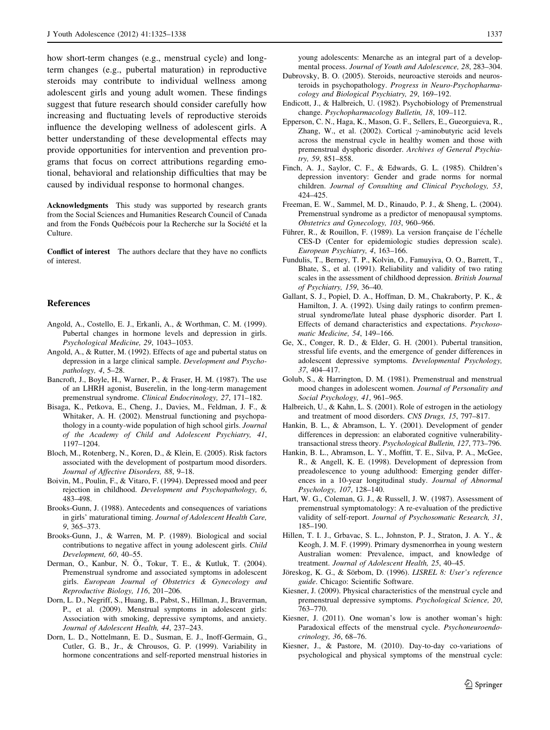how short-term changes (e.g., menstrual cycle) and long-term changes (e.g., pubertal maturation) in reproductive steroids may contribute to individual wellness among adolescent girls and young adult women. These findings suggest that future research should consider carefully how increasing and fluctuating levels of reproductive steroids influence the developing wellness of adolescent girls. A better understanding of these developmental effects may provide opportunities for intervention and prevention programs that focus on correct attributions regarding emotional, behavioral and relationship difficulties that may be caused by individual response to hormonal changes.

**Acknowledgments** This study was supported by research grants from the Social Sciences and Humanities Research Council of Canada and from the Fonds Québécois pour la Recherche sur la Société et la Culture.

**Conflict of interest** The authors declare that they have no conflicts of interest.

## References

Angold, A., Costello, E. J., Erkanli, A., & Worthman, C. M. (1999). Pubertal changes in hormone levels and depression in girls. *Psychological Medicine, 29*, 1043–1053.

Angold, A., & Rutter, M. (1992). Effects of age and pubertal status on depression in a large clinical sample. *Development and Psychopathology, 4*, 5–28.

Bancroft, J., Boyle, H., Warner, P., & Fraser, H. M. (1987). The use of an LHRH agonist, Buserelin, in the long-term management premenstrual syndrome. *Clinical Endocrinology, 27*, 171–182.

Bisaga, K., Petkova, E., Cheng, J., Davies, M., Feldman, J. F., & Whitaker, A. H. (2002). Menstrual functioning and psychopathology in a county-wide population of high school girls. *Journal of the Academy of Child and Adolescent Psychiatry, 41*, 1197–1204.

Bloch, M., Rotenberg, N., Koren, D., & Klein, E. (2005). Risk factors associated with the development of postpartum mood disorders. *Journal of Affective Disorders, 88*, 9–18.

Boivin, M., Poulin, F., & Vitaro, F. (1994). Depressed mood and peer rejection in childhood. *Development and Psychopathology, 6*, 483–498.

Brooks-Gunn, J. (1988). Antecedents and consequences of variations in girls' maturational timing. *Journal of Adolescent Health Care, 9*, 365–373.

Brooks-Gunn, J., & Warren, M. P. (1989). Biological and social contributions to negative affect in young adolescent girls. *Child Development, 60*, 40–55.

Derman, O., Kanbur, N. Ö., Tokur, T. E., & Kutluk, T. (2004). Premenstrual syndrome and associated symptoms in adolescent girls. *European Journal of Obstetrics & Gynecology and Reproductive Biology, 116*, 201–206.

Dorn, L. D., Negriff, S., Huang, B., Pabst, S., Hillman, J., Braverman, P., et al. (2009). Menstrual symptoms in adolescent girls: Association with smoking, depressive symptoms, and anxiety. *Journal of Adolescent Health, 44*, 237–243.

Dorn, L. D., Nottelmann, E. D., Susman, E. J., Inoff-Germain, G., Cutler, G. B., Jr., & Chrousos, G. P. (1999). Variability in hormone concentrations and self-reported menstrual histories in young adolescents: Menarche as an integral part of a developmental process. *Journal of Youth and Adolescence, 28*, 283–304.

Dubrovsky, B. O. (2005). Steroids, neuroactive steroids and neurosteroids in psychopathology. *Progress in Neuro-Psychopharmacology and Biological Psychiatry, 29*, 169–192.

Endicott, J., & Halbreich, U. (1982). Psychobiology of Premenstrual change. *Psychopharmacology Bulletin, 18*, 109–112.

Epperson, C. N., Haga, K., Mason, G. F., Sellers, E., Gueorguieva, R., Zhang, W., et al. (2002). Cortical $\gamma$-aminobutyric acid levels across the menstrual cycle in healthy women and those with premenstrual dysphoric disorder. *Archives of General Psychiatry, 59*, 851–858.

Finch, A. J., Saylor, C. F., & Edwards, G. L. (1985). Children's depression inventory: Gender and grade norms for normal children. *Journal of Consulting and Clinical Psychology, 53*, 424–425.

Freeman, E. W., Sammel, M. D., Rinaudo, P. J., & Sheng, L. (2004). Premenstrual syndrome as a predictor of menopausal symptoms. *Obstetrics and Gynecology, 103*, 960–966.

Führer, R., & Rouillon, F. (1989). La version française de l'échelle CES-D (Center for epidemiologic studies depression scale). *European Psychiatry, 4*, 163–166.

Fundulis, T., Berney, T. P., Kolvin, O., Famuyiva, O. O., Barrett, T., Bhate, S., et al. (1991). Reliability and validity of two rating scales in the assessment of childhood depression. *British Journal of Psychiatry, 159*, 36–40.

Gallant, S. J., Popiel, D. A., Hoffman, D. M., Chakraborty, P. K., & Hamilton, J. A. (1992). Using daily ratings to confirm premenstrual syndrome/late luteal phase dysphoric disorder. Part I. Effects of demand characteristics and expectations. *Psychosomatic Medicine, 54*, 149–166.

Ge, X., Conger, R. D., & Elder, G. H. (2001). Pubertal transition, stressful life events, and the emergence of gender differences in adolescent depressive symptoms. *Developmental Psychology, 37*, 404–417.

Golub, S., & Harrington, D. M. (1981). Premenstrual and menstrual mood changes in adolescent women. *Journal of Personality and Social Psychology, 41*, 961–965.

Halbreich, U., & Kahn, L. S. (2001). Role of estrogen in the aetiology and treatment of mood disorders. *CNS Drugs, 15*, 797–817.

Hankin, B. L., & Abramson, L. Y. (2001). Development of gender differences in depression: an elaborated cognitive vulnerability-transactional stress theory. *Psychological Bulletin, 127*, 773–796.

Hankin, B. L., Abramson, L. Y., Moffitt, T. E., Silva, P. A., McGee, R., & Angell, K. E. (1998). Development of depression from preadolescence to young adulthood: Emerging gender differences in a 10-year longitudinal study. *Journal of Abnormal Psychology, 107*, 128–140.

Hart, W. G., Coleman, G. J., & Russell, J. W. (1987). Assessment of premenstrual symptomatology: A re-evaluation of the predictive validity of self-report. *Journal of Psychosomatic Research, 31*, 185–190.

Hillen, T. I. J., Grbavac, S. L., Johnston, P. J., Straton, J. A. Y., & Keogh, J. M. F. (1999). Primary dysmenorrhea in young western Australian women: Prevalence, impact, and knowledge of treatment. *Journal of Adolescent Health, 25*, 40–45.

Jöreskog, K. G., & Sörbom, D. (1996). *LISREL 8: User's reference guide*. Chicago: Scientific Software.

Kiesner, J. (2009). Physical characteristics of the menstrual cycle and premenstrual depressive symptoms. *Psychological Science, 20*, 763–770.

Kiesner, J. (2011). One woman's low is another woman's high: Paradoxical effects of the menstrual cycle. *Psychoneuroendocrinology, 36*, 68–76.

Kiesner, J., & Pastore, M. (2010). Day-to-day co-variations of psychological and physical symptoms of the menstrual cycle: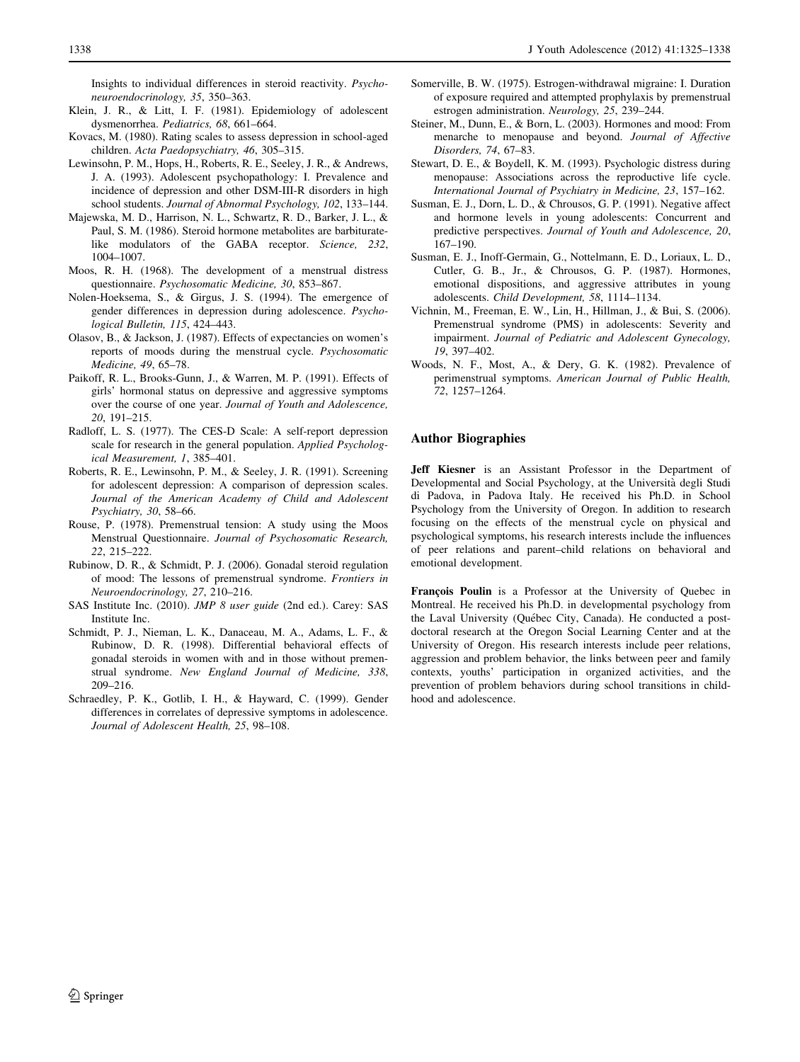Insights to individual differences in steroid reactivity. *Psychoneuroendocrinology, 35*, 350–363.

Klein, J. R., & Litt, I. F. (1981). Epidemiology of adolescent dysmenorrhea. *Pediatrics, 68*, 661–664.

Kovacs, M. (1980). Rating scales to assess depression in school-aged children. *Acta Paedopsychiatry, 46*, 305–315.

Lewinsohn, P. M., Hops, H., Roberts, R. E., Seeley, J. R., & Andrews, J. A. (1993). Adolescent psychopathology: I. Prevalence and incidence of depression and other DSM-III-R disorders in high school students. *Journal of Abnormal Psychology, 102*, 133–144.

Majewska, M. D., Harrison, N. L., Schwartz, R. D., Barker, J. L., & Paul, S. M. (1986). Steroid hormone metabolites are barbiturate-like modulators of the GABA receptor. *Science, 232*, 1004–1007.

Moos, R. H. (1968). The development of a menstrual distress questionnaire. *Psychosomatic Medicine, 30*, 853–867.

Nolen-Hoeksema, S., & Girgus, J. S. (1994). The emergence of gender differences in depression during adolescence. *Psychological Bulletin, 115*, 424–443.

Olasov, B., & Jackson, J. (1987). Effects of expectancies on women's reports of moods during the menstrual cycle. *Psychosomatic Medicine, 49*, 65–78.

Paikoff, R. L., Brooks-Gunn, J., & Warren, M. P. (1991). Effects of girls' hormonal status on depressive and aggressive symptoms over the course of one year. *Journal of Youth and Adolescence, 20*, 191–215.

Radloff, L. S. (1977). The CES-D Scale: A self-report depression scale for research in the general population. *Applied Psychological Measurement, 1*, 385–401.

Roberts, R. E., Lewinsohn, P. M., & Seeley, J. R. (1991). Screening for adolescent depression: A comparison of depression scales. *Journal of the American Academy of Child and Adolescent Psychiatry, 30*, 58–66.

Rouse, P. (1978). Premenstrual tension: A study using the Moos Menstrual Questionnaire. *Journal of Psychosomatic Research, 22*, 215–222.

Rubinow, D. R., & Schmidt, P. J. (2006). Gonadal steroid regulation of mood: The lessons of premenstrual syndrome. *Frontiers in Neuroendocrinology, 27*, 210–216.

SAS Institute Inc. (2010). *JMP 8 user guide* (2nd ed.). Carey: SAS Institute Inc.

Schmidt, P. J., Nieman, L. K., Danaceau, M. A., Adams, L. F., & Rubinow, D. R. (1998). Differential behavioral effects of gonadal steroids in women with and in those without premenstrual syndrome. *New England Journal of Medicine, 338*, 209–216.

Schraedley, P. K., Gotlib, I. H., & Hayward, C. (1999). Gender differences in correlates of depressive symptoms in adolescence. *Journal of Adolescent Health, 25*, 98–108.

Somerville, B. W. (1975). Estrogen-withdrawal migraine: I. Duration of exposure required and attempted prophylaxis by premenstrual estrogen administration. *Neurology, 25*, 239–244.

Steiner, M., Dunn, E., & Born, L. (2003). Hormones and mood: From menarche to menopause and beyond. *Journal of Affective Disorders, 74*, 67–83.

Stewart, D. E., & Boydell, K. M. (1993). Psychologic distress during menopause: Associations across the reproductive life cycle. *International Journal of Psychiatry in Medicine, 23*, 157–162.

Susman, E. J., Dorn, L. D., & Chrousos, G. P. (1991). Negative affect and hormone levels in young adolescents: Concurrent and predictive perspectives. *Journal of Youth and Adolescence, 20*, 167–190.

Susman, E. J., Inoff-Germain, G., Nottelmann, E. D., Loriaux, L. D., Cutler, G. B., Jr., & Chrousos, G. P. (1987). Hormones, emotional dispositions, and aggressive attributes in young adolescents. *Child Development, 58*, 1114–1134.

Vichnin, M., Freeman, E. W., Lin, H., Hillman, J., & Bui, S. (2006). Premenstrual syndrome (PMS) in adolescents: Severity and impairment. *Journal of Pediatric and Adolescent Gynecology, 19*, 397–402.

Woods, N. F., Most, A., & Dery, G. K. (1982). Prevalence of perimenstrual symptoms. *American Journal of Public Health, 72*, 1257–1264.

## Author Biographies

**Jeff Kiesner** is an Assistant Professor in the Department of Developmental and Social Psychology, at the Università degli Studi di Padova, in Padova Italy. He received his Ph.D. in School Psychology from the University of Oregon. In addition to research focusing on the effects of the menstrual cycle on physical and psychological symptoms, his research interests include the influences of peer relations and parent–child relations on behavioral and emotional development.

**François Poulin** is a Professor at the University of Quebec in Montreal. He received his Ph.D. in developmental psychology from the Laval University (Québec City, Canada). He conducted a post-doctoral research at the Oregon Social Learning Center and at the University of Oregon. His research interests include peer relations, aggression and problem behavior, the links between peer and family contexts, youths' participation in organized activities, and the prevention of problem behaviors during school transitions in childhood and adolescence.